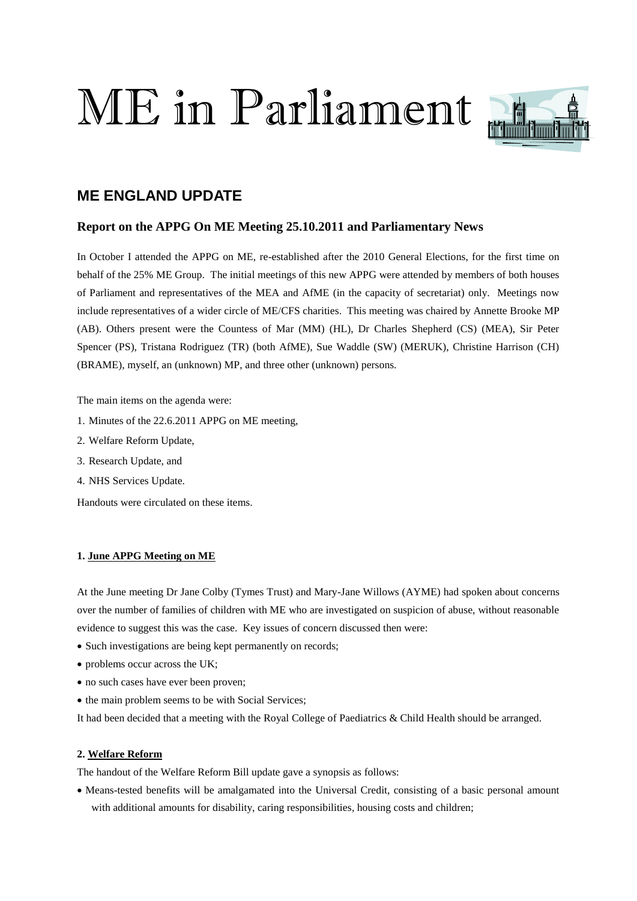# ME in Parliament

## ME ENGLAND UPDATE

### Report on the APPG On ME Meeting 25.10.2011 and Parliamentary News

In October I attended the APPG on ME, re-established after the 2010 General Elections, for the first time on behalf of the 25% ME Group. The initial meetings of this new APPG were attended by members of both houses of Parliament and representatives of the MEA and AfME (in the capacity of secretariat) only. Meetings now include representatives of a wider circle of ME/CFS charities. This meeting was chaired by Annette Brooke MP (AB). Others present were the Countess of Mar (MM) (HL), Dr Charles Shepherd (CS) (MEA), Sir Peter Spencer (PS), Tristana Rodriguez (TR) (both AfME), Sue Waddle (SW) (MERUK), Christine Harrison (CH) (BRAME), myself, an (unknown) MP, and three other (unknown) persons.

The main items on the agenda were:

1. Minutes of the 22.6.2011 APPG on ME meeting,
2. Welfare Reform Update,
3. Research Update, and
4. NHS Services Update.

Handouts were circulated on these items.

**1. <u>June APPG Meeting on ME</u>**

At the June meeting Dr Jane Colby (Tymes Trust) and Mary-Jane Willows (AYME) had spoken about concerns over the number of families of children with ME who are investigated on suspicion of abuse, without reasonable evidence to suggest this was the case. Key issues of concern discussed then were:

- Such investigations are being kept permanently on records;
- problems occur across the UK;
- no such cases have ever been proven;
- the main problem seems to be with Social Services;

It had been decided that a meeting with the Royal College of Paediatrics & Child Health should be arranged.

**2. <u>Welfare Reform</u>**

The handout of the Welfare Reform Bill update gave a synopsis as follows:

- Means-tested benefits will be amalgamated into the Universal Credit, consisting of a basic personal amount with additional amounts for disability, caring responsibilities, housing costs and children;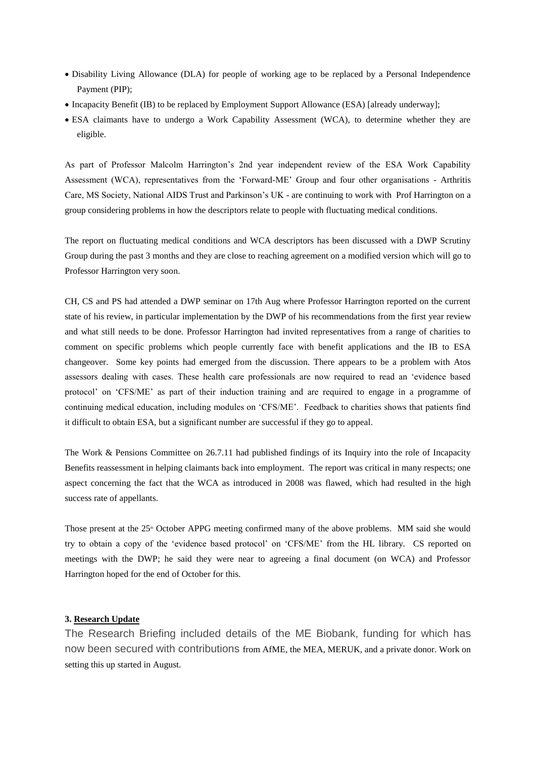- Disability Living Allowance (DLA) for people of working age to be replaced by a Personal Independence Payment (PIP);
- Incapacity Benefit (IB) to be replaced by Employment Support Allowance (ESA) [already underway];
- ESA claimants have to undergo a Work Capability Assessment (WCA), to determine whether they are eligible.

As part of Professor Malcolm Harrington's 2nd year independent review of the ESA Work Capability Assessment (WCA), representatives from the 'Forward-ME' Group and four other organisations - Arthritis Care, MS Society, National AIDS Trust and Parkinson's UK - are continuing to work with Prof Harrington on a group considering problems in how the descriptors relate to people with fluctuating medical conditions.

The report on fluctuating medical conditions and WCA descriptors has been discussed with a DWP Scrutiny Group during the past 3 months and they are close to reaching agreement on a modified version which will go to Professor Harrington very soon.

CH, CS and PS had attended a DWP seminar on 17th Aug where Professor Harrington reported on the current state of his review, in particular implementation by the DWP of his recommendations from the first year review and what still needs to be done. Professor Harrington had invited representatives from a range of charities to comment on specific problems which people currently face with benefit applications and the IB to ESA changeover. Some key points had emerged from the discussion. There appears to be a problem with Atos assessors dealing with cases. These health care professionals are now required to read an 'evidence based protocol' on 'CFS/ME' as part of their induction training and are required to engage in a programme of continuing medical education, including modules on 'CFS/ME'. Feedback to charities shows that patients find it difficult to obtain ESA, but a significant number are successful if they go to appeal.

The Work & Pensions Committee on 26.7.11 had published findings of its Inquiry into the role of Incapacity Benefits reassessment in helping claimants back into employment. The report was critical in many respects; one aspect concerning the fact that the WCA as introduced in 2008 was flawed, which had resulted in the high success rate of appellants.

Those present at the 25th October APPG meeting confirmed many of the above problems. MM said she would try to obtain a copy of the 'evidence based protocol' on 'CFS/ME' from the HL library. CS reported on meetings with the DWP; he said they were near to agreeing a final document (on WCA) and Professor Harrington hoped for the end of October for this.

### 3. Research Update

The Research Briefing included details of the ME Biobank, funding for which has now been secured with contributions from AfME, the MEA, MERUK, and a private donor. Work on setting this up started in August.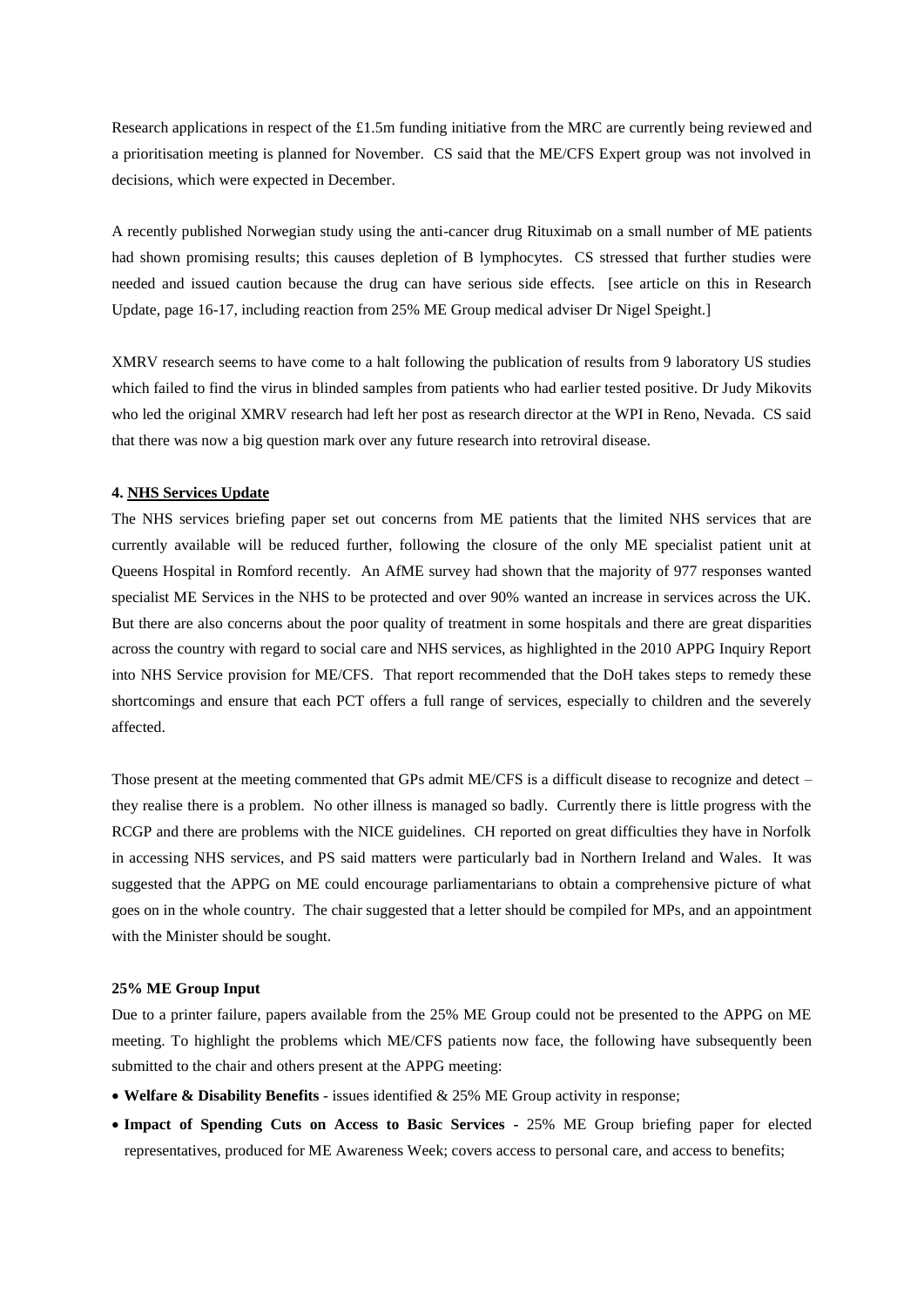Research applications in respect of the £1.5m funding initiative from the MRC are currently being reviewed and a prioritisation meeting is planned for November. CS said that the ME/CFS Expert group was not involved in decisions, which were expected in December.

A recently published Norwegian study using the anti-cancer drug Rituximab on a small number of ME patients had shown promising results; this causes depletion of B lymphocytes. CS stressed that further studies were needed and issued caution because the drug can have serious side effects. [see article on this in Research Update, page 16-17, including reaction from 25% ME Group medical adviser Dr Nigel Speight.]

XMRV research seems to have come to a halt following the publication of results from 9 laboratory US studies which failed to find the virus in blinded samples from patients who had earlier tested positive. Dr Judy Mikovits who led the original XMRV research had left her post as research director at the WPI in Reno, Nevada. CS said that there was now a big question mark over any future research into retroviral disease.

#### 4. <u>NHS Services Update</u>

The NHS services briefing paper set out concerns from ME patients that the limited NHS services that are currently available will be reduced further, following the closure of the only ME specialist patient unit at Queens Hospital in Romford recently. An AfME survey had shown that the majority of 977 responses wanted specialist ME Services in the NHS to be protected and over 90% wanted an increase in services across the UK. But there are also concerns about the poor quality of treatment in some hospitals and there are great disparities across the country with regard to social care and NHS services, as highlighted in the 2010 APPG Inquiry Report into NHS Service provision for ME/CFS. That report recommended that the DoH takes steps to remedy these shortcomings and ensure that each PCT offers a full range of services, especially to children and the severely affected.

Those present at the meeting commented that GPs admit ME/CFS is a difficult disease to recognize and detect – they realise there is a problem. No other illness is managed so badly. Currently there is little progress with the RCGP and there are problems with the NICE guidelines. CH reported on great difficulties they have in Norfolk in accessing NHS services, and PS said matters were particularly bad in Northern Ireland and Wales. It was suggested that the APPG on ME could encourage parliamentarians to obtain a comprehensive picture of what goes on in the whole country. The chair suggested that a letter should be compiled for MPs, and an appointment with the Minister should be sought.

#### 25% ME Group Input

Due to a printer failure, papers available from the 25% ME Group could not be presented to the APPG on ME meeting. To highlight the problems which ME/CFS patients now face, the following have subsequently been submitted to the chair and others present at the APPG meeting:

- **Welfare & Disability Benefits** - issues identified & 25% ME Group activity in response;
- **Impact of Spending Cuts on Access to Basic Services** - 25% ME Group briefing paper for elected representatives, produced for ME Awareness Week; covers access to personal care, and access to benefits;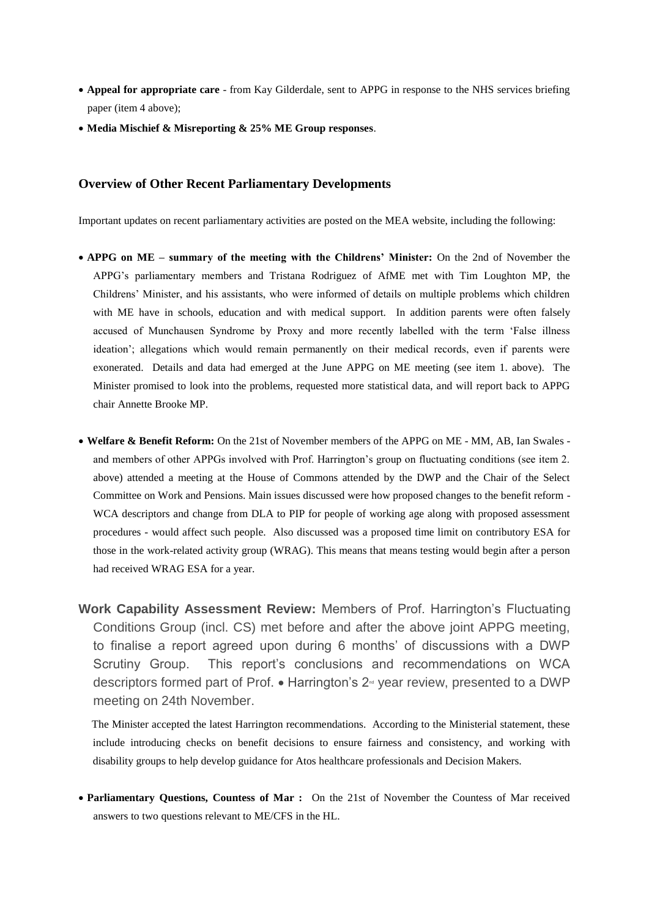- **Appeal for appropriate care** - from Kay Gilderdale, sent to APPG in response to the NHS services briefing paper (item 4 above);
- **Media Mischief & Misreporting & 25% ME Group responses**.

## Overview of Other Recent Parliamentary Developments

Important updates on recent parliamentary activities are posted on the MEA website, including the following:

- **APPG on ME – summary of the meeting with the Childrens' Minister:** On the 2nd of November the APPG's parliamentary members and Tristana Rodriguez of AfME met with Tim Loughton MP, the Childrens' Minister, and his assistants, who were informed of details on multiple problems which children with ME have in schools, education and with medical support. In addition parents were often falsely accused of Munchausen Syndrome by Proxy and more recently labelled with the term 'False illness ideation'; allegations which would remain permanently on their medical records, even if parents were exonerated. Details and data had emerged at the June APPG on ME meeting (see item 1. above). The Minister promised to look into the problems, requested more statistical data, and will report back to APPG chair Annette Brooke MP.

- **Welfare & Benefit Reform:** On the 21st of November members of the APPG on ME - MM, AB, Ian Swales - and members of other APPGs involved with Prof. Harrington's group on fluctuating conditions (see item 2. above) attended a meeting at the House of Commons attended by the DWP and the Chair of the Select Committee on Work and Pensions. Main issues discussed were how proposed changes to the benefit reform - WCA descriptors and change from DLA to PIP for people of working age along with proposed assessment procedures - would affect such people. Also discussed was a proposed time limit on contributory ESA for those in the work-related activity group (WRAG). This means that means testing would begin after a person had received WRAG ESA for a year.

- **Work Capability Assessment Review:** Members of Prof. Harrington's Fluctuating Conditions Group (incl. CS) met before and after the above joint APPG meeting, to finalise a report agreed upon during 6 months' of discussions with a DWP Scrutiny Group. This report's conclusions and recommendations on WCA descriptors formed part of Prof. Harrington's 2nd year review, presented to a DWP meeting on 24th November.

  The Minister accepted the latest Harrington recommendations. According to the Ministerial statement, these include introducing checks on benefit decisions to ensure fairness and consistency, and working with disability groups to help develop guidance for Atos healthcare professionals and Decision Makers.

- **Parliamentary Questions, Countess of Mar :** On the 21st of November the Countess of Mar received answers to two questions relevant to ME/CFS in the HL.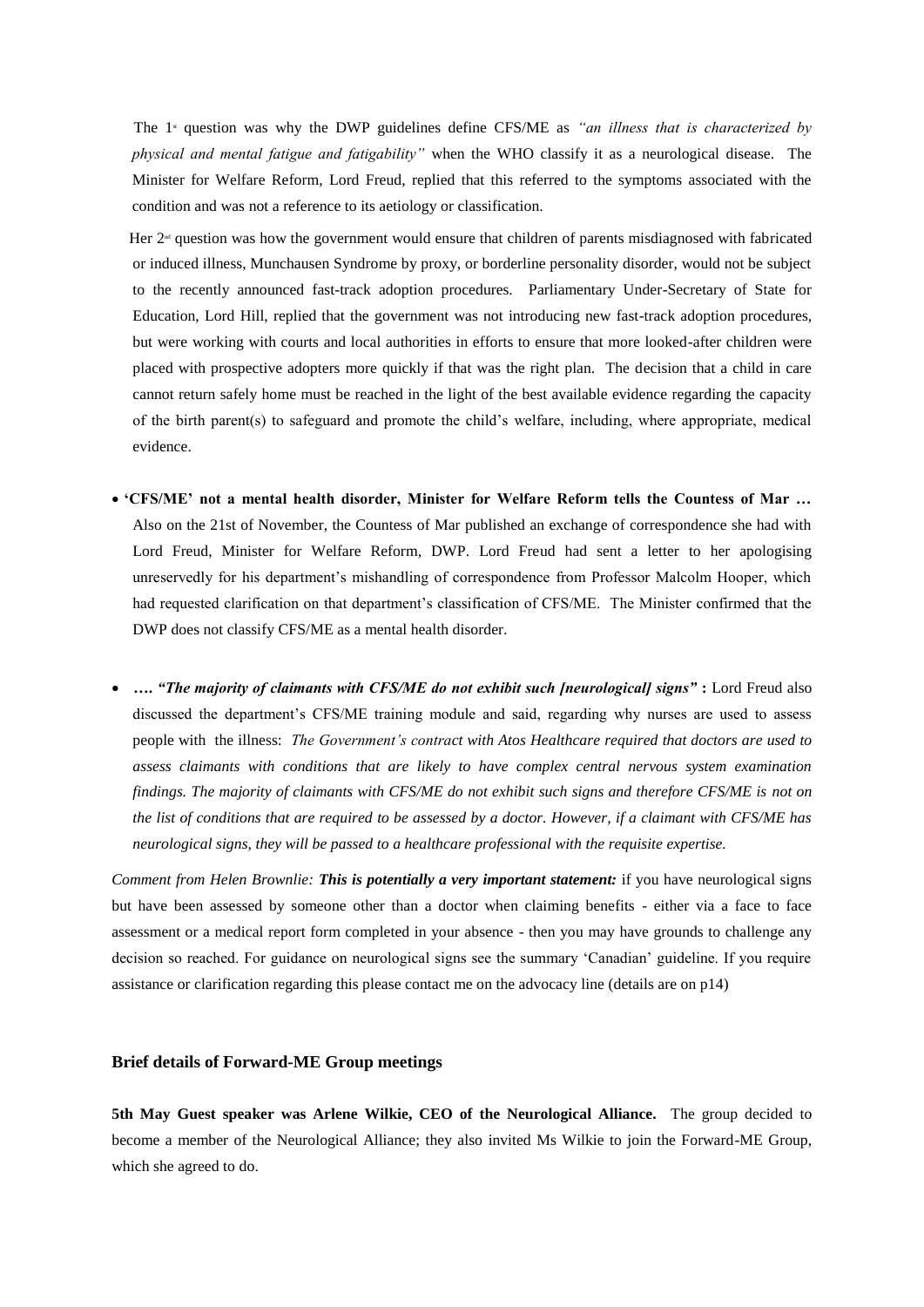The 1st question was why the DWP guidelines define CFS/ME as *"an illness that is characterized by physical and mental fatigue and fatigability"* when the WHO classify it as a neurological disease. The Minister for Welfare Reform, Lord Freud, replied that this referred to the symptoms associated with the condition and was not a reference to its aetiology or classification.

Her 2nd question was how the government would ensure that children of parents misdiagnosed with fabricated or induced illness, Munchausen Syndrome by proxy, or borderline personality disorder, would not be subject to the recently announced fast-track adoption procedures. Parliamentary Under-Secretary of State for Education, Lord Hill, replied that the government was not introducing new fast-track adoption procedures, but were working with courts and local authorities in efforts to ensure that more looked-after children were placed with prospective adopters more quickly if that was the right plan. The decision that a child in care cannot return safely home must be reached in the light of the best available evidence regarding the capacity of the birth parent(s) to safeguard and promote the child's welfare, including, where appropriate, medical evidence.

- **'CFS/ME' not a mental health disorder, Minister for Welfare Reform tells the Countess of Mar …** Also on the 21st of November, the Countess of Mar published an exchange of correspondence she had with Lord Freud, Minister for Welfare Reform, DWP. Lord Freud had sent a letter to her apologising unreservedly for his department's mishandling of correspondence from Professor Malcolm Hooper, which had requested clarification on that department's classification of CFS/ME. The Minister confirmed that the DWP does not classify CFS/ME as a mental health disorder.

- ***…. "The majority of claimants with CFS/ME do not exhibit such [neurological] signs"*** **:** Lord Freud also discussed the department's CFS/ME training module and said, regarding why nurses are used to assess people with the illness: *The Government's contract with Atos Healthcare required that doctors are used to assess claimants with conditions that are likely to have complex central nervous system examination findings. The majority of claimants with CFS/ME do not exhibit such signs and therefore CFS/ME is not on the list of conditions that are required to be assessed by a doctor. However, if a claimant with CFS/ME has neurological signs, they will be passed to a healthcare professional with the requisite expertise.*

*Comment from Helen Brownlie:* ***This is potentially a very important statement:*** if you have neurological signs but have been assessed by someone other than a doctor when claiming benefits - either via a face to face assessment or a medical report form completed in your absence - then you may have grounds to challenge any decision so reached. For guidance on neurological signs see the summary 'Canadian' guideline. If you require assistance or clarification regarding this please contact me on the advocacy line (details are on p14)

### Brief details of Forward-ME Group meetings

**5th May Guest speaker was Arlene Wilkie, CEO of the Neurological Alliance.** The group decided to become a member of the Neurological Alliance; they also invited Ms Wilkie to join the Forward-ME Group, which she agreed to do.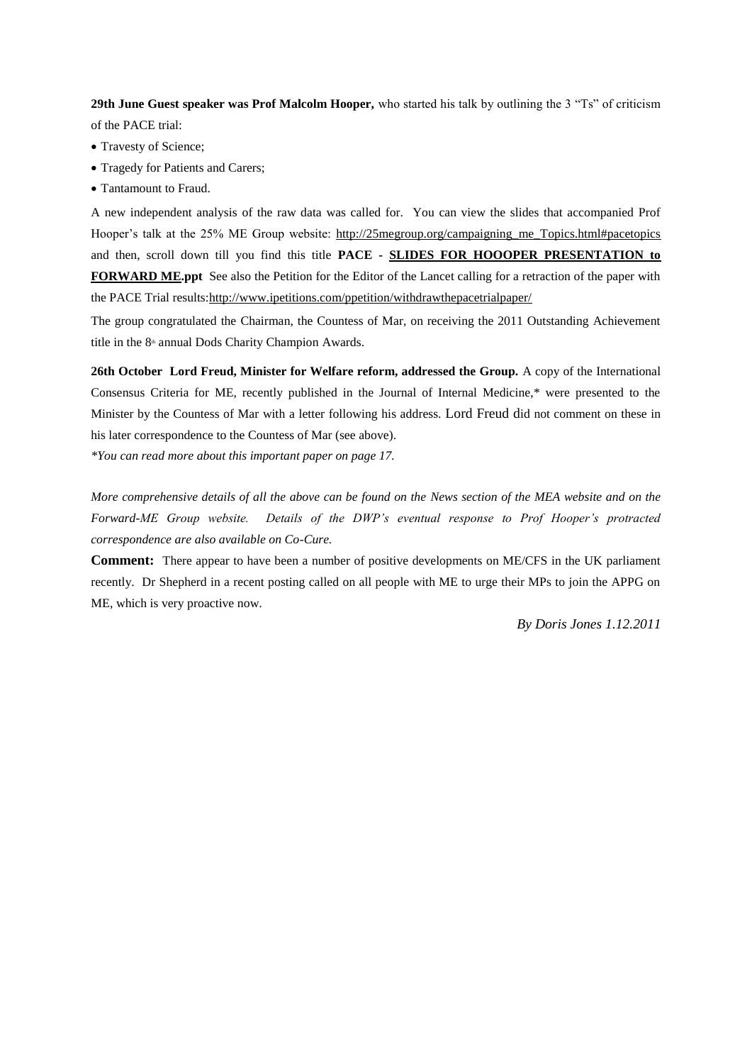**29th June Guest speaker was Prof Malcolm Hooper,** who started his talk by outlining the 3 "Ts" of criticism of the PACE trial:

- Travesty of Science;
- Tragedy for Patients and Carers;
- Tantamount to Fraud.

A new independent analysis of the raw data was called for. You can view the slides that accompanied Prof Hooper's talk at the 25% ME Group website: http://25megroup.org/campaigning_me_Topics.html#pacetopics and then, scroll down till you find this title **PACE - SLIDES FOR HOOOPER PRESENTATION to FORWARD ME.ppt** See also the Petition for the Editor of the Lancet calling for a retraction of the paper with the PACE Trial results: http://www.ipetitions.com/ppetition/withdrawthepacetrialpaper/

The group congratulated the Chairman, the Countess of Mar, on receiving the 2011 Outstanding Achievement title in the 8th annual Dods Charity Champion Awards.

**26th October Lord Freud, Minister for Welfare reform, addressed the Group.** A copy of the International Consensus Criteria for ME, recently published in the Journal of Internal Medicine,* were presented to the Minister by the Countess of Mar with a letter following his address. Lord Freud did not comment on these in his later correspondence to the Countess of Mar (see above).

*\*You can read more about this important paper on page 17.*

*More comprehensive details of all the above can be found on the News section of the MEA website and on the Forward-ME Group website. Details of the DWP's eventual response to Prof Hooper's protracted correspondence are also available on Co-Cure.*

**Comment:** There appear to have been a number of positive developments on ME/CFS in the UK parliament recently. Dr Shepherd in a recent posting called on all people with ME to urge their MPs to join the APPG on ME, which is very proactive now.

*By Doris Jones 1.12.2011*